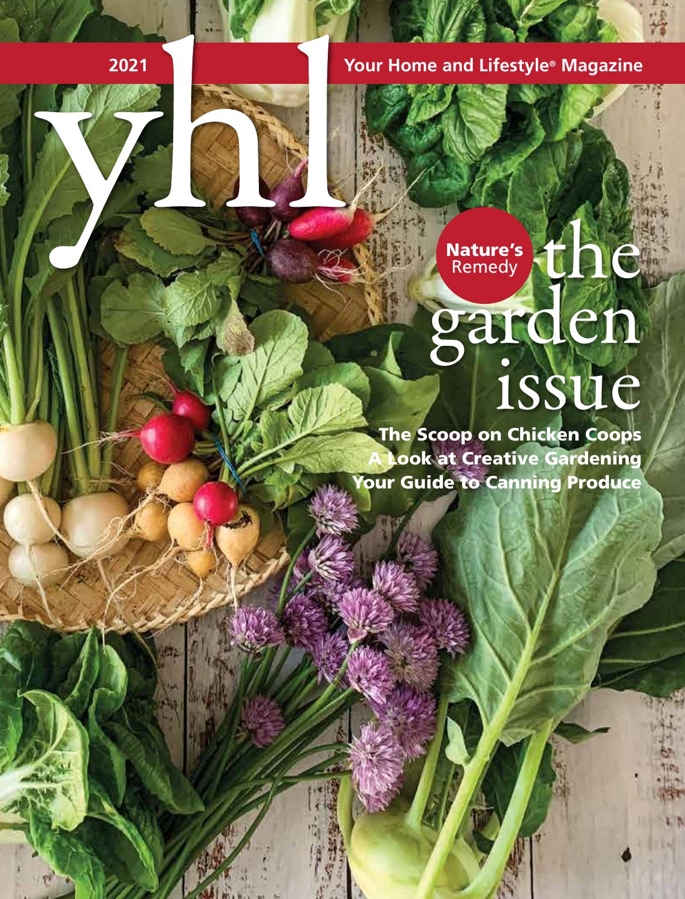2021

# yhl

Your Home and Lifestyle® Magazine

Nature's Remedy

# the garden issue

**The Scoop on Chicken Coops**

**A Look at Creative Gardening**

**Your Guide to Canning Produce**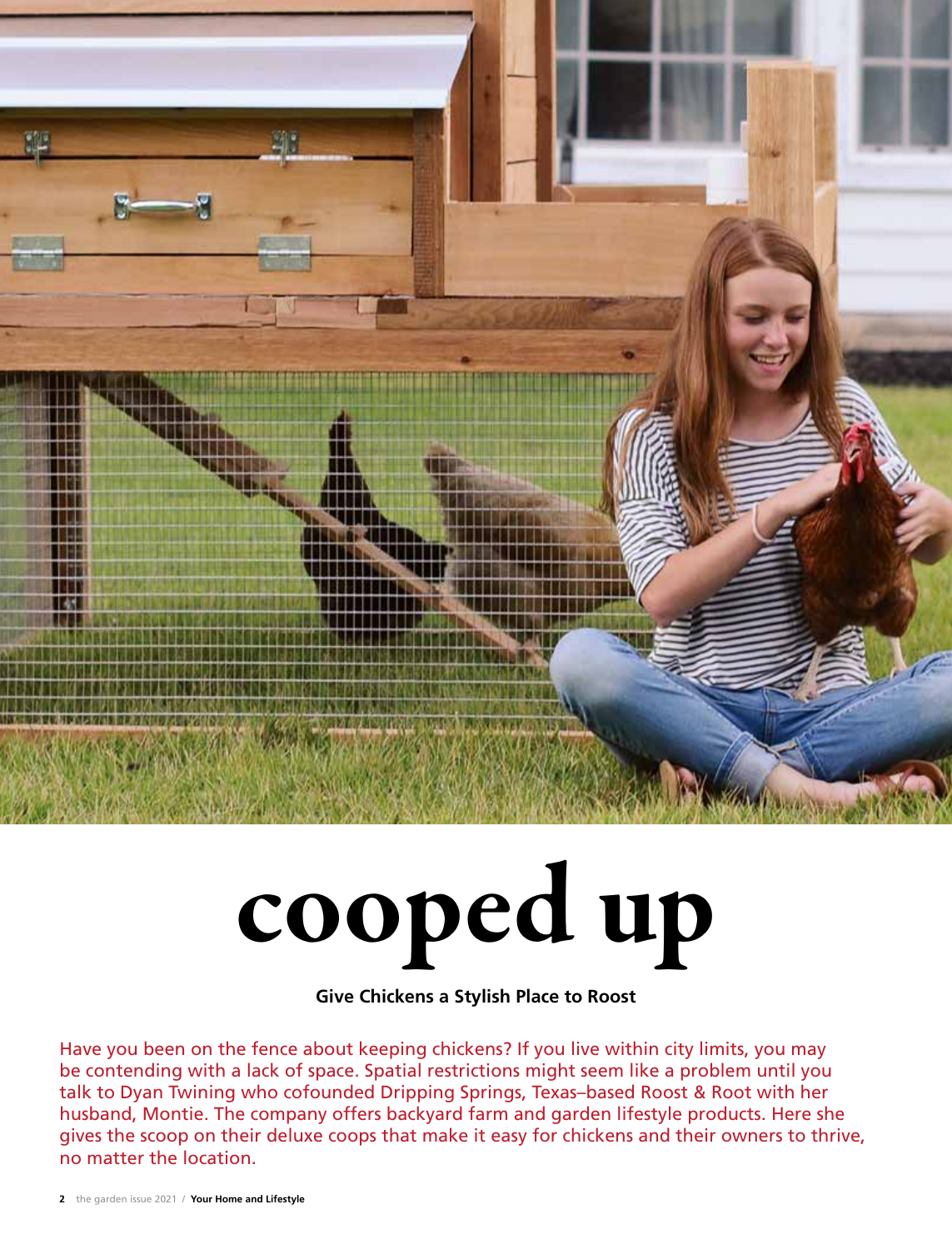# cooped up

**Give Chickens a Stylish Place to Roost**

Have you been on the fence about keeping chickens? If you live within city limits, you may be contending with a lack of space. Spatial restrictions might seem like a problem until you talk to Dyan Twining who cofounded Dripping Springs, Texas–based Roost & Root with her husband, Montie. The company offers backyard farm and garden lifestyle products. Here she gives the scoop on their deluxe coops that make it easy for chickens and their owners to thrive, no matter the location.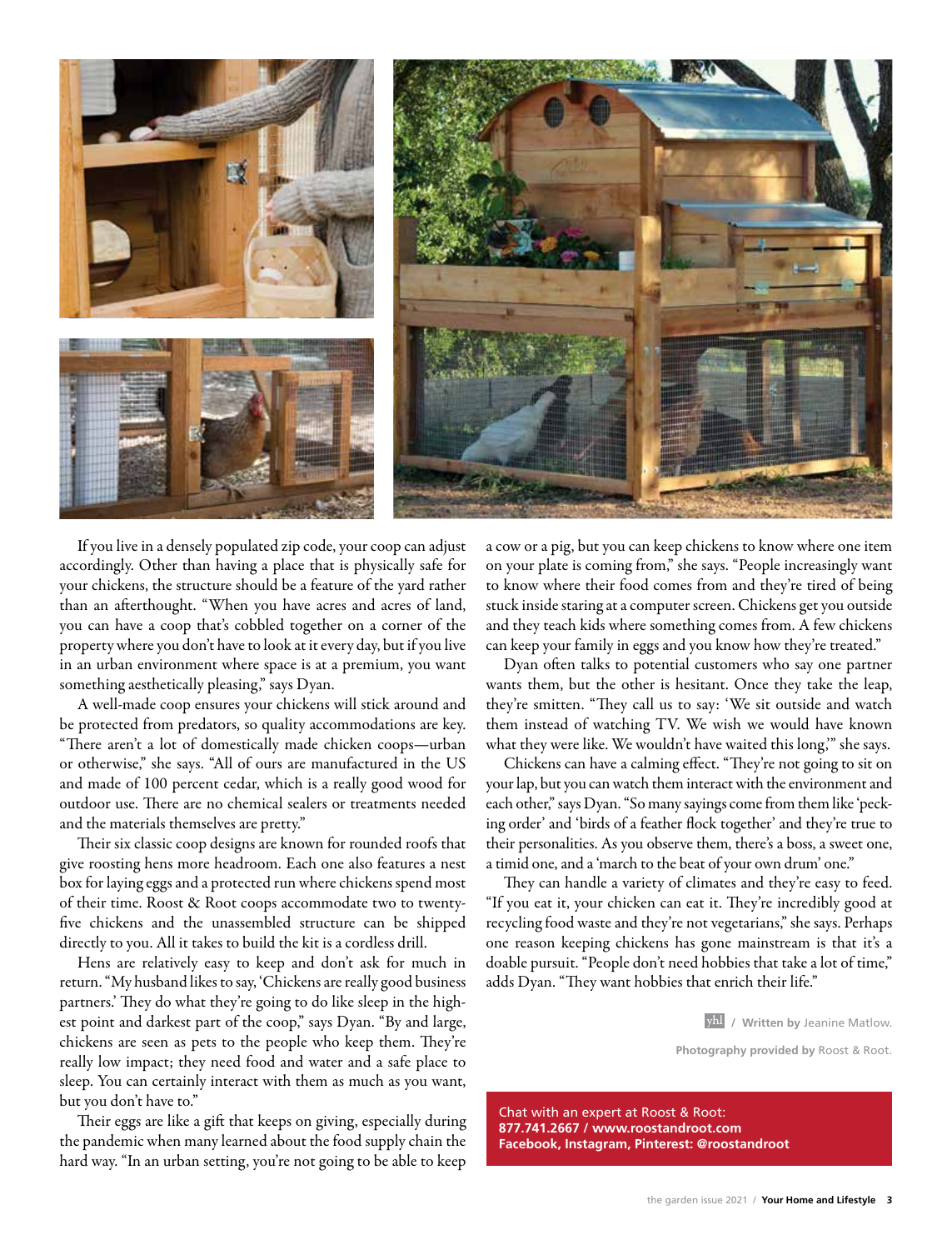If you live in a densely populated zip code, your coop can adjust accordingly. Other than having a place that is physically safe for your chickens, the structure should be a feature of the yard rather than an afterthought. "When you have acres and acres of land, you can have a coop that's cobbled together on a corner of the property where you don't have to look at it every day, but if you live in an urban environment where space is at a premium, you want something aesthetically pleasing," says Dyan.

A well-made coop ensures your chickens will stick around and be protected from predators, so quality accommodations are key. "There aren't a lot of domestically made chicken coops—urban or otherwise," she says. "All of ours are manufactured in the US and made of 100 percent cedar, which is a really good wood for outdoor use. There are no chemical sealers or treatments needed and the materials themselves are pretty."

Their six classic coop designs are known for rounded roofs that give roosting hens more headroom. Each one also features a nest box for laying eggs and a protected run where chickens spend most of their time. Roost & Root coops accommodate two to twenty-five chickens and the unassembled structure can be shipped directly to you. All it takes to build the kit is a cordless drill.

Hens are relatively easy to keep and don't ask for much in return. "My husband likes to say, 'Chickens are really good business partners.' They do what they're going to do like sleep in the highest point and darkest part of the coop," says Dyan. "By and large, chickens are seen as pets to the people who keep them. They're really low impact; they need food and water and a safe place to sleep. You can certainly interact with them as much as you want, but you don't have to."

Their eggs are like a gift that keeps on giving, especially during the pandemic when many learned about the food supply chain the hard way. "In an urban setting, you're not going to be able to keep a cow or a pig, but you can keep chickens to know where one item on your plate is coming from," she says. "People increasingly want to know where their food comes from and they're tired of being stuck inside staring at a computer screen. Chickens get you outside and they teach kids where something comes from. A few chickens can keep your family in eggs and you know how they're treated."

Dyan often talks to potential customers who say one partner wants them, but the other is hesitant. Once they take the leap, they're smitten. "They call us to say: 'We sit outside and watch them instead of watching TV. We wish we would have known what they were like. We wouldn't have waited this long,'" she says.

Chickens can have a calming effect. "They're not going to sit on your lap, but you can watch them interact with the environment and each other," says Dyan. "So many sayings come from them like 'pecking order' and 'birds of a feather flock together' and they're true to their personalities. As you observe them, there's a boss, a sweet one, a timid one, and a 'march to the beat of your own drum' one."

They can handle a variety of climates and they're easy to feed. "If you eat it, your chicken can eat it. They're incredibly good at recycling food waste and they're not vegetarians," she says. Perhaps one reason keeping chickens has gone mainstream is that it's a doable pursuit. "People don't need hobbies that take a lot of time," adds Dyan. "They want hobbies that enrich their life."

yhl / **Written by** Jeanine Matlow.

**Photography provided by** Roost & Root.

**Chat with an expert at Roost & Root:**
**877.741.2667 / www.roostandroot.com**
**Facebook, Instagram, Pinterest: @roostandroot**